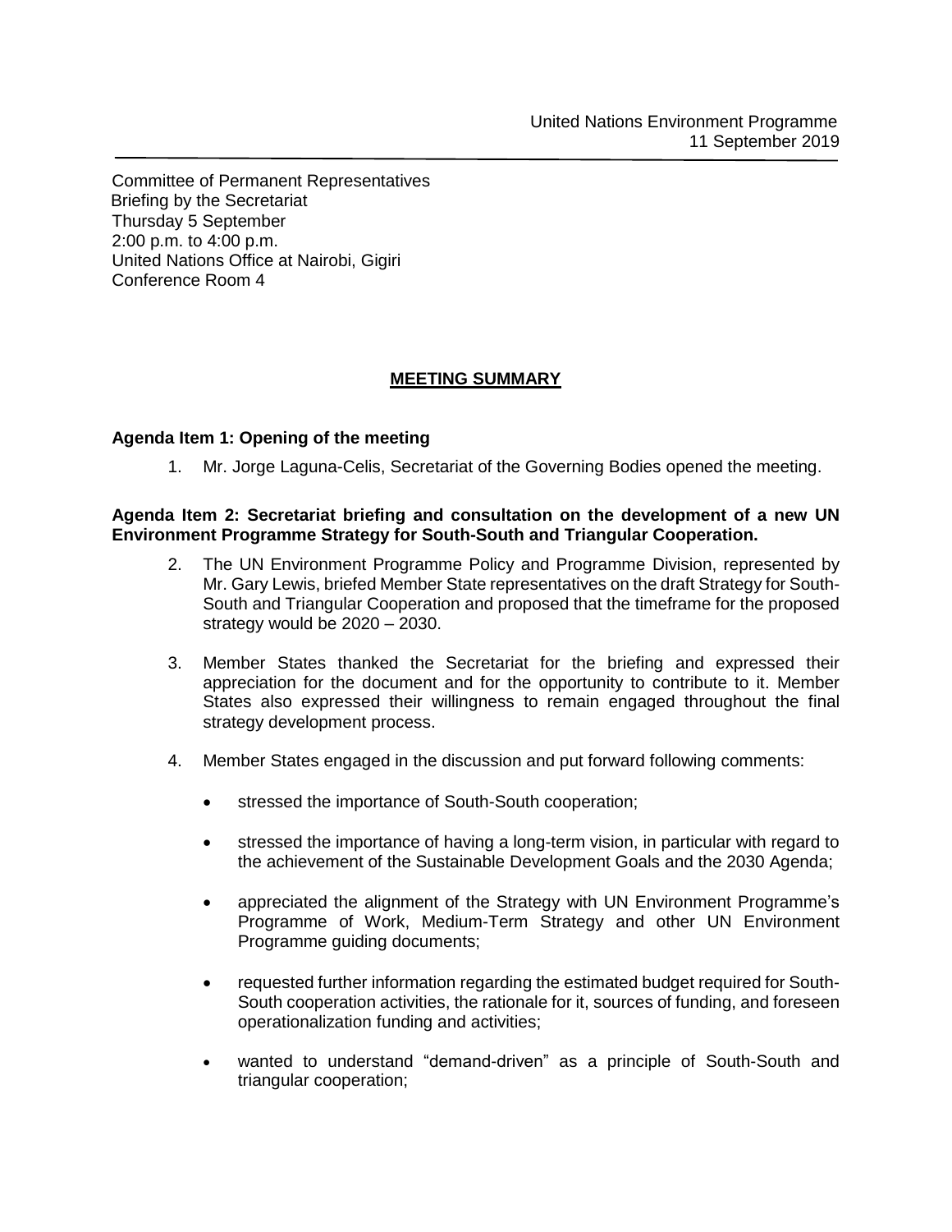United Nations Environment Programme
11 September 2019

Committee of Permanent Representatives
Briefing by the Secretariat
Thursday 5 September
2:00 p.m. to 4:00 p.m.
United Nations Office at Nairobi, Gigiri
Conference Room 4

## MEETING SUMMARY

**Agenda Item 1: Opening of the meeting**

1. Mr. Jorge Laguna-Celis, Secretariat of the Governing Bodies opened the meeting.

**Agenda Item 2: Secretariat briefing and consultation on the development of a new UN Environment Programme Strategy for South-South and Triangular Cooperation.**

2. The UN Environment Programme Policy and Programme Division, represented by Mr. Gary Lewis, briefed Member State representatives on the draft Strategy for South-South and Triangular Cooperation and proposed that the timeframe for the proposed strategy would be 2020 – 2030.

3. Member States thanked the Secretariat for the briefing and expressed their appreciation for the document and for the opportunity to contribute to it. Member States also expressed their willingness to remain engaged throughout the final strategy development process.

4. Member States engaged in the discussion and put forward following comments:

   - stressed the importance of South-South cooperation;

   - stressed the importance of having a long-term vision, in particular with regard to the achievement of the Sustainable Development Goals and the 2030 Agenda;

   - appreciated the alignment of the Strategy with UN Environment Programme's Programme of Work, Medium-Term Strategy and other UN Environment Programme guiding documents;

   - requested further information regarding the estimated budget required for South-South cooperation activities, the rationale for it, sources of funding, and foreseen operationalization funding and activities;

   - wanted to understand "demand-driven" as a principle of South-South and triangular cooperation;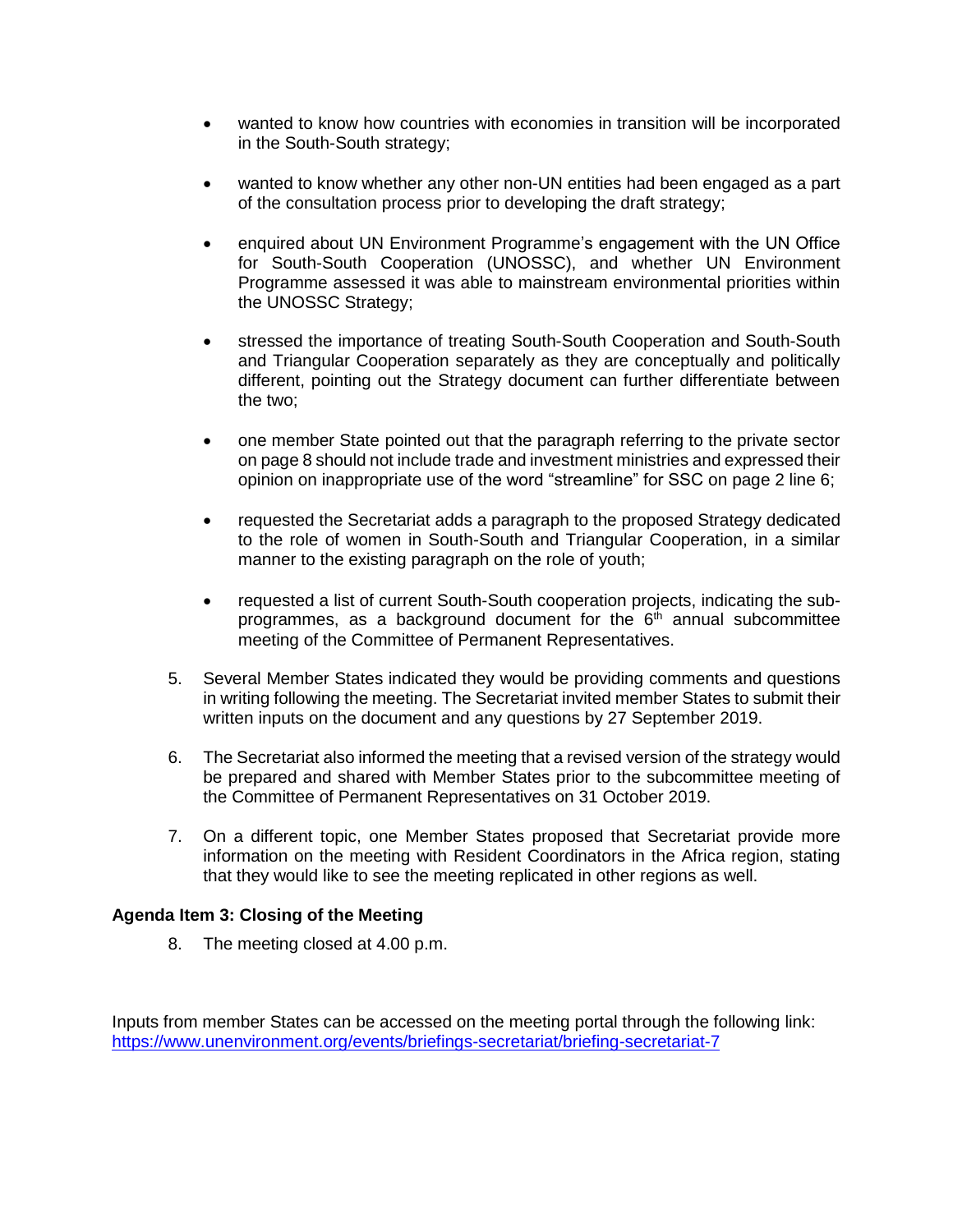- wanted to know how countries with economies in transition will be incorporated in the South-South strategy;

- wanted to know whether any other non-UN entities had been engaged as a part of the consultation process prior to developing the draft strategy;

- enquired about UN Environment Programme's engagement with the UN Office for South-South Cooperation (UNOSSC), and whether UN Environment Programme assessed it was able to mainstream environmental priorities within the UNOSSC Strategy;

- stressed the importance of treating South-South Cooperation and South-South and Triangular Cooperation separately as they are conceptually and politically different, pointing out the Strategy document can further differentiate between the two;

- one member State pointed out that the paragraph referring to the private sector on page 8 should not include trade and investment ministries and expressed their opinion on inappropriate use of the word "streamline" for SSC on page 2 line 6;

- requested the Secretariat adds a paragraph to the proposed Strategy dedicated to the role of women in South-South and Triangular Cooperation, in a similar manner to the existing paragraph on the role of youth;

- requested a list of current South-South cooperation projects, indicating the sub-programmes, as a background document for the 6th annual subcommittee meeting of the Committee of Permanent Representatives.

5. Several Member States indicated they would be providing comments and questions in writing following the meeting. The Secretariat invited member States to submit their written inputs on the document and any questions by 27 September 2019.

6. The Secretariat also informed the meeting that a revised version of the strategy would be prepared and shared with Member States prior to the subcommittee meeting of the Committee of Permanent Representatives on 31 October 2019.

7. On a different topic, one Member States proposed that Secretariat provide more information on the meeting with Resident Coordinators in the Africa region, stating that they would like to see the meeting replicated in other regions as well.

**Agenda Item 3: Closing of the Meeting**

8. The meeting closed at 4.00 p.m.

Inputs from member States can be accessed on the meeting portal through the following link: https://www.unenvironment.org/events/briefings-secretariat/briefing-secretariat-7